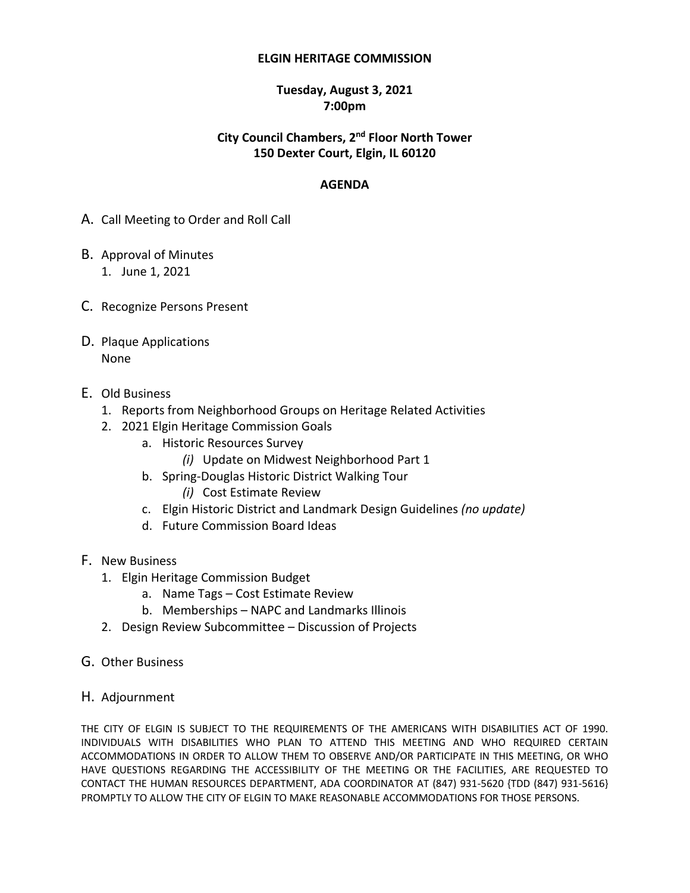# ELGIN HERITAGE COMMISSION

**Tuesday, August 3, 2021**
**7:00pm**

**City Council Chambers, 2nd Floor North Tower**
**150 Dexter Court, Elgin, IL 60120**

## AGENDA

A. Call Meeting to Order and Roll Call

B. Approval of Minutes
   1. June 1, 2021

C. Recognize Persons Present

D. Plaque Applications
   None

E. Old Business
   1. Reports from Neighborhood Groups on Heritage Related Activities
   2. 2021 Elgin Heritage Commission Goals
      a. Historic Resources Survey
         *(i)* Update on Midwest Neighborhood Part 1
      b. Spring-Douglas Historic District Walking Tour
         *(i)* Cost Estimate Review
      c. Elgin Historic District and Landmark Design Guidelines *(no update)*
      d. Future Commission Board Ideas

F. New Business
   1. Elgin Heritage Commission Budget
      a. Name Tags – Cost Estimate Review
      b. Memberships – NAPC and Landmarks Illinois
   2. Design Review Subcommittee – Discussion of Projects

G. Other Business

H. Adjournment

THE CITY OF ELGIN IS SUBJECT TO THE REQUIREMENTS OF THE AMERICANS WITH DISABILITIES ACT OF 1990. INDIVIDUALS WITH DISABILITIES WHO PLAN TO ATTEND THIS MEETING AND WHO REQUIRED CERTAIN ACCOMMODATIONS IN ORDER TO ALLOW THEM TO OBSERVE AND/OR PARTICIPATE IN THIS MEETING, OR WHO HAVE QUESTIONS REGARDING THE ACCESSIBILITY OF THE MEETING OR THE FACILITIES, ARE REQUESTED TO CONTACT THE HUMAN RESOURCES DEPARTMENT, ADA COORDINATOR AT (847) 931-5620 {TDD (847) 931-5616} PROMPTLY TO ALLOW THE CITY OF ELGIN TO MAKE REASONABLE ACCOMMODATIONS FOR THOSE PERSONS.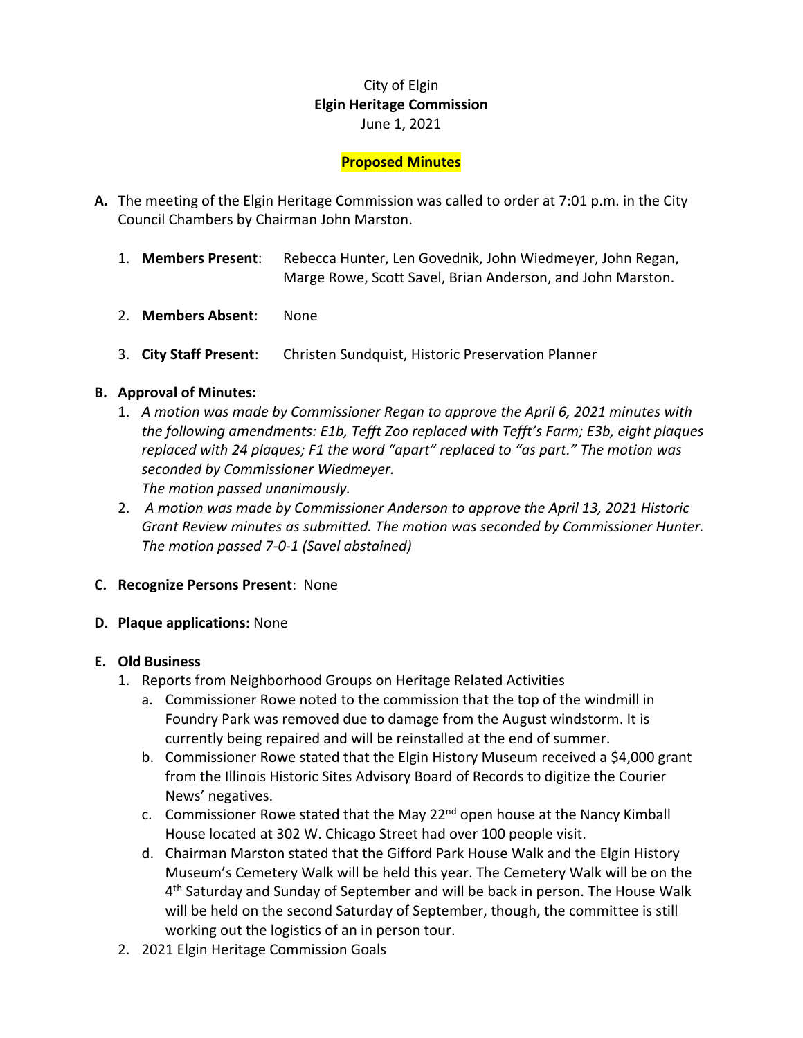City of Elgin
**Elgin Heritage Commission**
June 1, 2021

**Proposed Minutes**

**A.** The meeting of the Elgin Heritage Commission was called to order at 7:01 p.m. in the City Council Chambers by Chairman John Marston.

1. **Members Present**: Rebecca Hunter, Len Govednik, John Wiedmeyer, John Regan, Marge Rowe, Scott Savel, Brian Anderson, and John Marston.
2. **Members Absent**: None
3. **City Staff Present**: Christen Sundquist, Historic Preservation Planner

**B. Approval of Minutes:**

1. *A motion was made by Commissioner Regan to approve the April 6, 2021 minutes with the following amendments: E1b, Tefft Zoo replaced with Tefft's Farm; E3b, eight plaques replaced with 24 plaques; F1 the word "apart" replaced to "as part." The motion was seconded by Commissioner Wiedmeyer.*
   *The motion passed unanimously.*
2. *A motion was made by Commissioner Anderson to approve the April 13, 2021 Historic Grant Review minutes as submitted. The motion was seconded by Commissioner Hunter. The motion passed 7-0-1 (Savel abstained)*

**C. Recognize Persons Present**: None

**D. Plaque applications:** None

**E. Old Business**

1. Reports from Neighborhood Groups on Heritage Related Activities
   a. Commissioner Rowe noted to the commission that the top of the windmill in Foundry Park was removed due to damage from the August windstorm. It is currently being repaired and will be reinstalled at the end of summer.
   b. Commissioner Rowe stated that the Elgin History Museum received a $4,000 grant from the Illinois Historic Sites Advisory Board of Records to digitize the Courier News' negatives.
   c. Commissioner Rowe stated that the May 22nd open house at the Nancy Kimball House located at 302 W. Chicago Street had over 100 people visit.
   d. Chairman Marston stated that the Gifford Park House Walk and the Elgin History Museum's Cemetery Walk will be held this year. The Cemetery Walk will be on the 4th Saturday and Sunday of September and will be back in person. The House Walk will be held on the second Saturday of September, though, the committee is still working out the logistics of an in person tour.
2. 2021 Elgin Heritage Commission Goals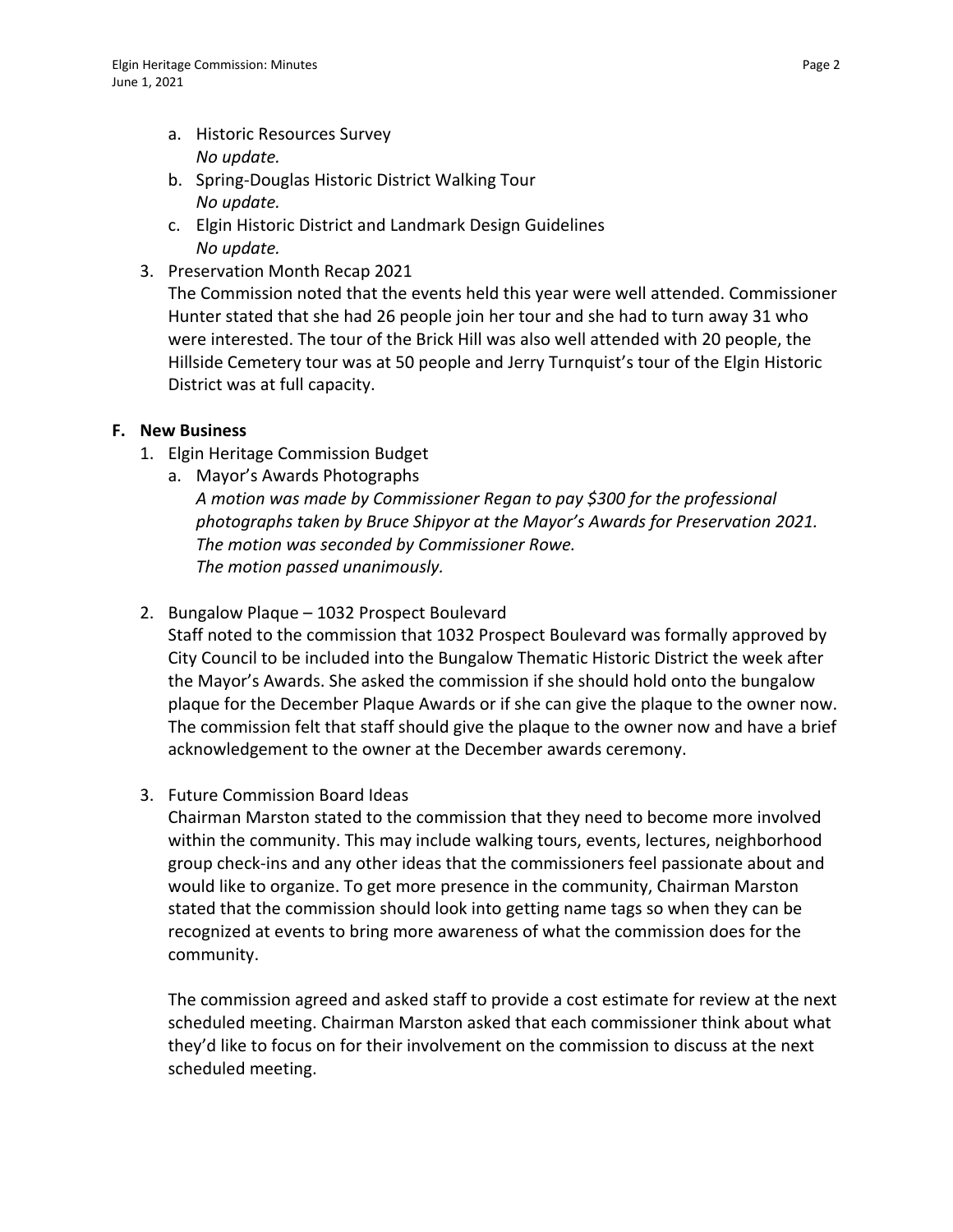a. Historic Resources Survey
   *No update.*
b. Spring-Douglas Historic District Walking Tour
   *No update.*
c. Elgin Historic District and Landmark Design Guidelines
   *No update.*

3. Preservation Month Recap 2021
   The Commission noted that the events held this year were well attended. Commissioner Hunter stated that she had 26 people join her tour and she had to turn away 31 who were interested. The tour of the Brick Hill was also well attended with 20 people, the Hillside Cemetery tour was at 50 people and Jerry Turnquist's tour of the Elgin Historic District was at full capacity.

**F. New Business**

1. Elgin Heritage Commission Budget
   a. Mayor's Awards Photographs
      *A motion was made by Commissioner Regan to pay $300 for the professional photographs taken by Bruce Shipyor at the Mayor's Awards for Preservation 2021.*
      *The motion was seconded by Commissioner Rowe.*
      *The motion passed unanimously.*

2. Bungalow Plaque – 1032 Prospect Boulevard
   Staff noted to the commission that 1032 Prospect Boulevard was formally approved by City Council to be included into the Bungalow Thematic Historic District the week after the Mayor's Awards. She asked the commission if she should hold onto the bungalow plaque for the December Plaque Awards or if she can give the plaque to the owner now. The commission felt that staff should give the plaque to the owner now and have a brief acknowledgement to the owner at the December awards ceremony.

3. Future Commission Board Ideas
   Chairman Marston stated to the commission that they need to become more involved within the community. This may include walking tours, events, lectures, neighborhood group check-ins and any other ideas that the commissioners feel passionate about and would like to organize. To get more presence in the community, Chairman Marston stated that the commission should look into getting name tags so when they can be recognized at events to bring more awareness of what the commission does for the community.

   The commission agreed and asked staff to provide a cost estimate for review at the next scheduled meeting. Chairman Marston asked that each commissioner think about what they'd like to focus on for their involvement on the commission to discuss at the next scheduled meeting.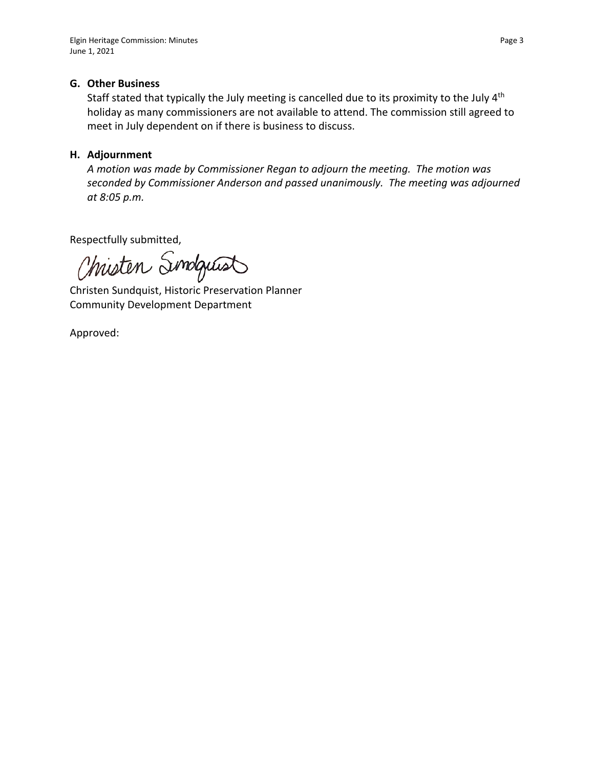## G. Other Business

Staff stated that typically the July meeting is cancelled due to its proximity to the July 4th holiday as many commissioners are not available to attend. The commission still agreed to meet in July dependent on if there is business to discuss.

## H. Adjournment

*A motion was made by Commissioner Regan to adjourn the meeting. The motion was seconded by Commissioner Anderson and passed unanimously. The meeting was adjourned at 8:05 p.m.*

Respectfully submitted,

Christen Sundquist

Christen Sundquist, Historic Preservation Planner
Community Development Department

Approved: